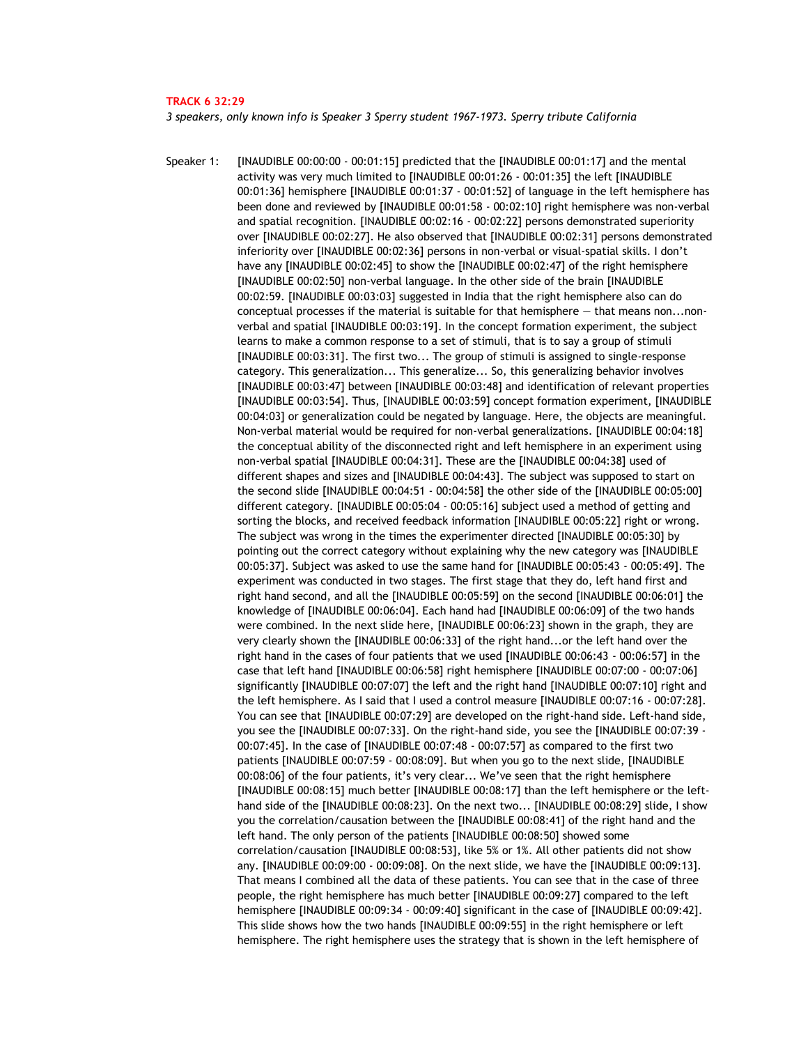**TRACK 6 32:29**

*3 speakers, only known info is Speaker 3 Sperry student 1967-1973. Sperry tribute California*

Speaker 1: [INAUDIBLE 00:00:00 - 00:01:15] predicted that the [INAUDIBLE 00:01:17] and the mental activity was very much limited to [INAUDIBLE 00:01:26 - 00:01:35] the left [INAUDIBLE 00:01:36] hemisphere [INAUDIBLE 00:01:37 - 00:01:52] of language in the left hemisphere has been done and reviewed by [INAUDIBLE 00:01:58 - 00:02:10] right hemisphere was non-verbal and spatial recognition. [INAUDIBLE 00:02:16 - 00:02:22] persons demonstrated superiority over [INAUDIBLE 00:02:27]. He also observed that [INAUDIBLE 00:02:31] persons demonstrated inferiority over [INAUDIBLE 00:02:36] persons in non-verbal or visual-spatial skills. I don't have any [INAUDIBLE 00:02:45] to show the [INAUDIBLE 00:02:47] of the right hemisphere [INAUDIBLE 00:02:50] non-verbal language. In the other side of the brain [INAUDIBLE 00:02:59. [INAUDIBLE 00:03:03] suggested in India that the right hemisphere also can do conceptual processes if the material is suitable for that hemisphere — that means non...non-verbal and spatial [INAUDIBLE 00:03:19]. In the concept formation experiment, the subject learns to make a common response to a set of stimuli, that is to say a group of stimuli [INAUDIBLE 00:03:31]. The first two... The group of stimuli is assigned to single-response category. This generalization... This generalize... So, this generalizing behavior involves [INAUDIBLE 00:03:47] between [INAUDIBLE 00:03:48] and identification of relevant properties [INAUDIBLE 00:03:54]. Thus, [INAUDIBLE 00:03:59] concept formation experiment, [INAUDIBLE 00:04:03] or generalization could be negated by language. Here, the objects are meaningful. Non-verbal material would be required for non-verbal generalizations. [INAUDIBLE 00:04:18] the conceptual ability of the disconnected right and left hemisphere in an experiment using non-verbal spatial [INAUDIBLE 00:04:31]. These are the [INAUDIBLE 00:04:38] used of different shapes and sizes and [INAUDIBLE 00:04:43]. The subject was supposed to start on the second slide [INAUDIBLE 00:04:51 - 00:04:58] the other side of the [INAUDIBLE 00:05:00] different category. [INAUDIBLE 00:05:04 - 00:05:16] subject used a method of getting and sorting the blocks, and received feedback information [INAUDIBLE 00:05:22] right or wrong. The subject was wrong in the times the experimenter directed [INAUDIBLE 00:05:30] by pointing out the correct category without explaining why the new category was [INAUDIBLE 00:05:37]. Subject was asked to use the same hand for [INAUDIBLE 00:05:43 - 00:05:49]. The experiment was conducted in two stages. The first stage that they do, left hand first and right hand second, and all the [INAUDIBLE 00:05:59] on the second [INAUDIBLE 00:06:01] the knowledge of [INAUDIBLE 00:06:04]. Each hand had [INAUDIBLE 00:06:09] of the two hands were combined. In the next slide here, [INAUDIBLE 00:06:23] shown in the graph, they are very clearly shown the [INAUDIBLE 00:06:33] of the right hand...or the left hand over the right hand in the cases of four patients that we used [INAUDIBLE 00:06:43 - 00:06:57] in the case that left hand [INAUDIBLE 00:06:58] right hemisphere [INAUDIBLE 00:07:00 - 00:07:06] significantly [INAUDIBLE 00:07:07] the left and the right hand [INAUDIBLE 00:07:10] right and the left hemisphere. As I said that I used a control measure [INAUDIBLE 00:07:16 - 00:07:28]. You can see that [INAUDIBLE 00:07:29] are developed on the right-hand side. Left-hand side, you see the [INAUDIBLE 00:07:33]. On the right-hand side, you see the [INAUDIBLE 00:07:39 - 00:07:45]. In the case of [INAUDIBLE 00:07:48 - 00:07:57] as compared to the first two patients [INAUDIBLE 00:07:59 - 00:08:09]. But when you go to the next slide, [INAUDIBLE 00:08:06] of the four patients, it's very clear... We've seen that the right hemisphere [INAUDIBLE 00:08:15] much better [INAUDIBLE 00:08:17] than the left hemisphere or the left-hand side of the [INAUDIBLE 00:08:23]. On the next two... [INAUDIBLE 00:08:29] slide, I show you the correlation/causation between the [INAUDIBLE 00:08:41] of the right hand and the left hand. The only person of the patients [INAUDIBLE 00:08:50] showed some correlation/causation [INAUDIBLE 00:08:53], like 5% or 1%. All other patients did not show any. [INAUDIBLE 00:09:00 - 00:09:08]. On the next slide, we have the [INAUDIBLE 00:09:13]. That means I combined all the data of these patients. You can see that in the case of three people, the right hemisphere has much better [INAUDIBLE 00:09:27] compared to the left hemisphere [INAUDIBLE 00:09:34 - 00:09:40] significant in the case of [INAUDIBLE 00:09:42]. This slide shows how the two hands [INAUDIBLE 00:09:55] in the right hemisphere or left hemisphere. The right hemisphere uses the strategy that is shown in the left hemisphere of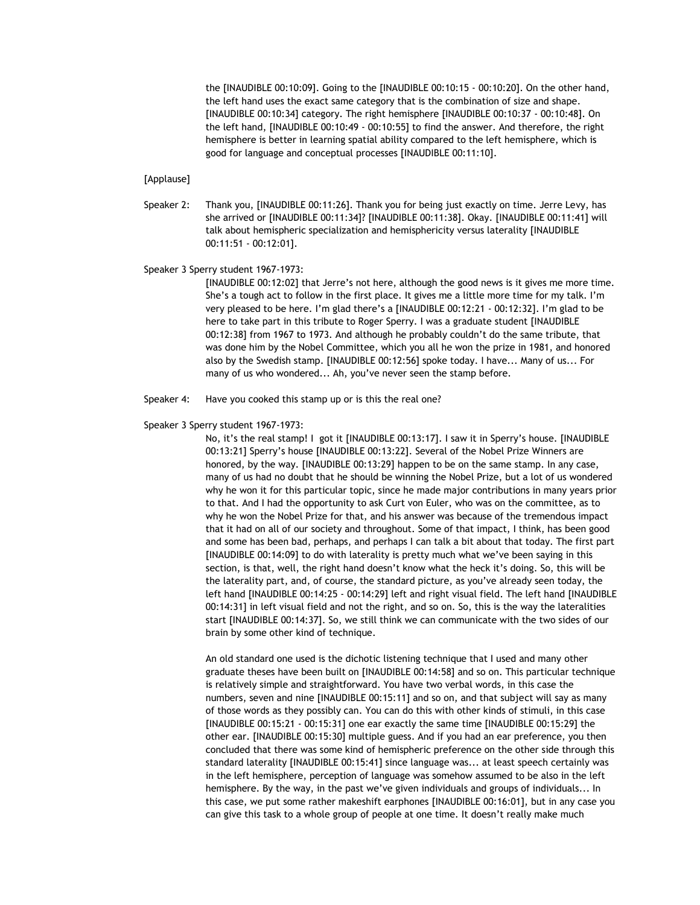the [INAUDIBLE 00:10:09]. Going to the [INAUDIBLE 00:10:15 - 00:10:20]. On the other hand, the left hand uses the exact same category that is the combination of size and shape. [INAUDIBLE 00:10:34] category. The right hemisphere [INAUDIBLE 00:10:37 - 00:10:48]. On the left hand, [INAUDIBLE 00:10:49 - 00:10:55] to find the answer. And therefore, the right hemisphere is better in learning spatial ability compared to the left hemisphere, which is good for language and conceptual processes [INAUDIBLE 00:11:10].

[Applause]

Speaker 2: Thank you, [INAUDIBLE 00:11:26]. Thank you for being just exactly on time. Jerre Levy, has she arrived or [INAUDIBLE 00:11:34]? [INAUDIBLE 00:11:38]. Okay. [INAUDIBLE 00:11:41] will talk about hemispheric specialization and hemisphericity versus laterality [INAUDIBLE 00:11:51 - 00:12:01].

Speaker 3 Sperry student 1967-1973:

[INAUDIBLE 00:12:02] that Jerre's not here, although the good news is it gives me more time. She's a tough act to follow in the first place. It gives me a little more time for my talk. I'm very pleased to be here. I'm glad there's a [INAUDIBLE 00:12:21 - 00:12:32]. I'm glad to be here to take part in this tribute to Roger Sperry. I was a graduate student [INAUDIBLE 00:12:38] from 1967 to 1973. And although he probably couldn't do the same tribute, that was done him by the Nobel Committee, which you all he won the prize in 1981, and honored also by the Swedish stamp. [INAUDIBLE 00:12:56] spoke today. I have... Many of us... For many of us who wondered... Ah, you've never seen the stamp before.

Speaker 4: Have you cooked this stamp up or is this the real one?

Speaker 3 Sperry student 1967-1973:

No, it's the real stamp! I got it [INAUDIBLE 00:13:17]. I saw it in Sperry's house. [INAUDIBLE 00:13:21] Sperry's house [INAUDIBLE 00:13:22]. Several of the Nobel Prize Winners are honored, by the way. [INAUDIBLE 00:13:29] happen to be on the same stamp. In any case, many of us had no doubt that he should be winning the Nobel Prize, but a lot of us wondered why he won it for this particular topic, since he made major contributions in many years prior to that. And I had the opportunity to ask Curt von Euler, who was on the committee, as to why he won the Nobel Prize for that, and his answer was because of the tremendous impact that it had on all of our society and throughout. Some of that impact, I think, has been good and some has been bad, perhaps, and perhaps I can talk a bit about that today. The first part [INAUDIBLE 00:14:09] to do with laterality is pretty much what we've been saying in this section, is that, well, the right hand doesn't know what the heck it's doing. So, this will be the laterality part, and, of course, the standard picture, as you've already seen today, the left hand [INAUDIBLE 00:14:25 - 00:14:29] left and right visual field. The left hand [INAUDIBLE 00:14:31] in left visual field and not the right, and so on. So, this is the way the lateralities start [INAUDIBLE 00:14:37]. So, we still think we can communicate with the two sides of our brain by some other kind of technique.

An old standard one used is the dichotic listening technique that I used and many other graduate theses have been built on [INAUDIBLE 00:14:58] and so on. This particular technique is relatively simple and straightforward. You have two verbal words, in this case the numbers, seven and nine [INAUDIBLE 00:15:11] and so on, and that subject will say as many of those words as they possibly can. You can do this with other kinds of stimuli, in this case [INAUDIBLE 00:15:21 - 00:15:31] one ear exactly the same time [INAUDIBLE 00:15:29] the other ear. [INAUDIBLE 00:15:30] multiple guess. And if you had an ear preference, you then concluded that there was some kind of hemispheric preference on the other side through this standard laterality [INAUDIBLE 00:15:41] since language was... at least speech certainly was in the left hemisphere, perception of language was somehow assumed to be also in the left hemisphere. By the way, in the past we've given individuals and groups of individuals... In this case, we put some rather makeshift earphones [INAUDIBLE 00:16:01], but in any case you can give this task to a whole group of people at one time. It doesn't really make much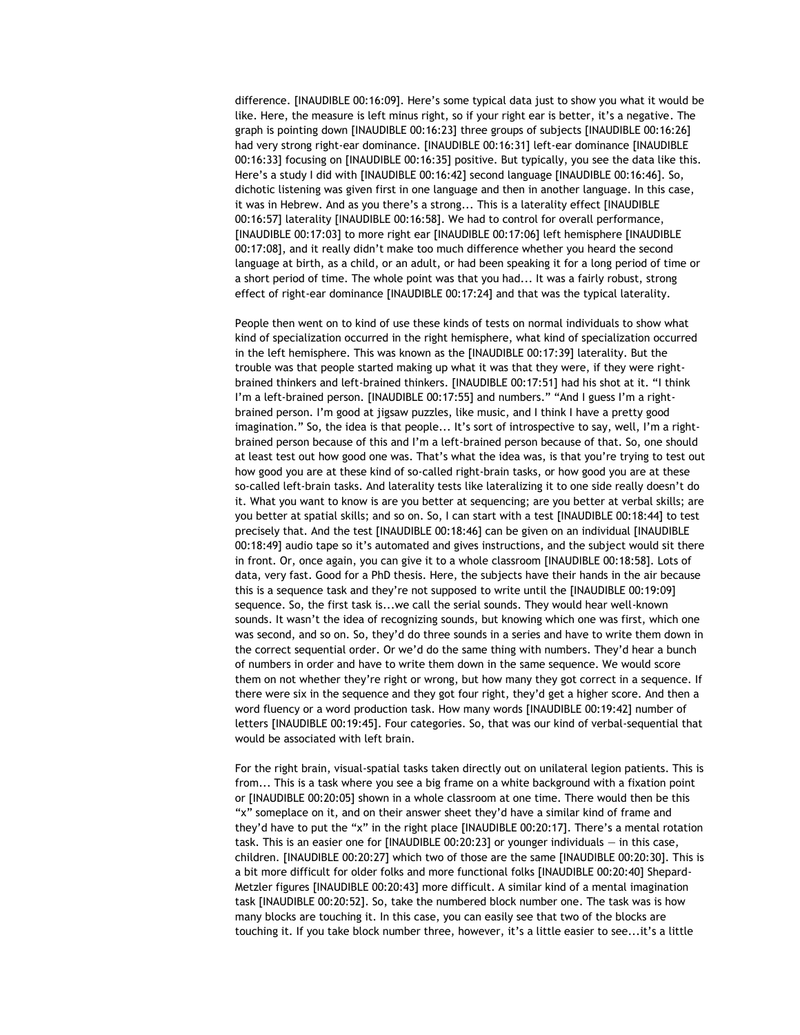difference. [INAUDIBLE 00:16:09]. Here's some typical data just to show you what it would be like. Here, the measure is left minus right, so if your right ear is better, it's a negative. The graph is pointing down [INAUDIBLE 00:16:23] three groups of subjects [INAUDIBLE 00:16:26] had very strong right-ear dominance. [INAUDIBLE 00:16:31] left-ear dominance [INAUDIBLE 00:16:33] focusing on [INAUDIBLE 00:16:35] positive. But typically, you see the data like this. Here's a study I did with [INAUDIBLE 00:16:42] second language [INAUDIBLE 00:16:46]. So, dichotic listening was given first in one language and then in another language. In this case, it was in Hebrew. And as you there's a strong... This is a laterality effect [INAUDIBLE 00:16:57] laterality [INAUDIBLE 00:16:58]. We had to control for overall performance, [INAUDIBLE 00:17:03] to more right ear [INAUDIBLE 00:17:06] left hemisphere [INAUDIBLE 00:17:08], and it really didn't make too much difference whether you heard the second language at birth, as a child, or an adult, or had been speaking it for a long period of time or a short period of time. The whole point was that you had... It was a fairly robust, strong effect of right-ear dominance [INAUDIBLE 00:17:24] and that was the typical laterality.

People then went on to kind of use these kinds of tests on normal individuals to show what kind of specialization occurred in the right hemisphere, what kind of specialization occurred in the left hemisphere. This was known as the [INAUDIBLE 00:17:39] laterality. But the trouble was that people started making up what it was that they were, if they were right-brained thinkers and left-brained thinkers. [INAUDIBLE 00:17:51] had his shot at it. "I think I'm a left-brained person. [INAUDIBLE 00:17:55] and numbers." "And I guess I'm a right-brained person. I'm good at jigsaw puzzles, like music, and I think I have a pretty good imagination." So, the idea is that people... It's sort of introspective to say, well, I'm a right-brained person because of this and I'm a left-brained person because of that. So, one should at least test out how good one was. That's what the idea was, is that you're trying to test out how good you are at these kind of so-called right-brain tasks, or how good you are at these so-called left-brain tasks. And laterality tests like lateralizing it to one side really doesn't do it. What you want to know is are you better at sequencing; are you better at verbal skills; are you better at spatial skills; and so on. So, I can start with a test [INAUDIBLE 00:18:44] to test precisely that. And the test [INAUDIBLE 00:18:46] can be given on an individual [INAUDIBLE 00:18:49] audio tape so it's automated and gives instructions, and the subject would sit there in front. Or, once again, you can give it to a whole classroom [INAUDIBLE 00:18:58]. Lots of data, very fast. Good for a PhD thesis. Here, the subjects have their hands in the air because this is a sequence task and they're not supposed to write until the [INAUDIBLE 00:19:09] sequence. So, the first task is...we call the serial sounds. They would hear well-known sounds. It wasn't the idea of recognizing sounds, but knowing which one was first, which one was second, and so on. So, they'd do three sounds in a series and have to write them down in the correct sequential order. Or we'd do the same thing with numbers. They'd hear a bunch of numbers in order and have to write them down in the same sequence. We would score them on not whether they're right or wrong, but how many they got correct in a sequence. If there were six in the sequence and they got four right, they'd get a higher score. And then a word fluency or a word production task. How many words [INAUDIBLE 00:19:42] number of letters [INAUDIBLE 00:19:45]. Four categories. So, that was our kind of verbal-sequential that would be associated with left brain.

For the right brain, visual-spatial tasks taken directly out on unilateral legion patients. This is from... This is a task where you see a big frame on a white background with a fixation point or [INAUDIBLE 00:20:05] shown in a whole classroom at one time. There would then be this "x" someplace on it, and on their answer sheet they'd have a similar kind of frame and they'd have to put the "x" in the right place [INAUDIBLE 00:20:17]. There's a mental rotation task. This is an easier one for [INAUDIBLE 00:20:23] or younger individuals — in this case, children. [INAUDIBLE 00:20:27] which two of those are the same [INAUDIBLE 00:20:30]. This is a bit more difficult for older folks and more functional folks [INAUDIBLE 00:20:40] Shepard-Metzler figures [INAUDIBLE 00:20:43] more difficult. A similar kind of a mental imagination task [INAUDIBLE 00:20:52]. So, take the numbered block number one. The task was is how many blocks are touching it. In this case, you can easily see that two of the blocks are touching it. If you take block number three, however, it's a little easier to see...it's a little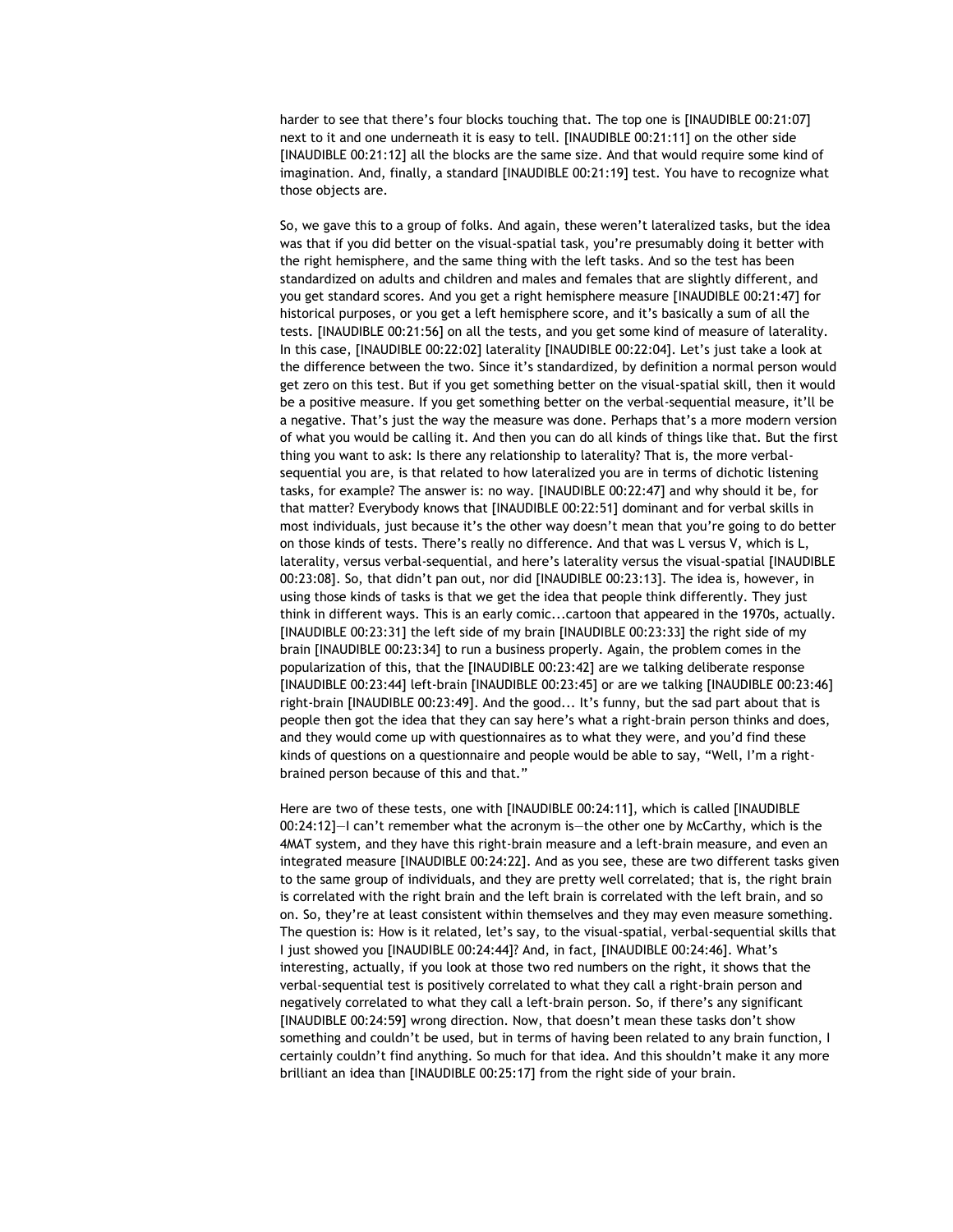harder to see that there's four blocks touching that. The top one is [INAUDIBLE 00:21:07] next to it and one underneath it is easy to tell. [INAUDIBLE 00:21:11] on the other side [INAUDIBLE 00:21:12] all the blocks are the same size. And that would require some kind of imagination. And, finally, a standard [INAUDIBLE 00:21:19] test. You have to recognize what those objects are.

So, we gave this to a group of folks. And again, these weren't lateralized tasks, but the idea was that if you did better on the visual-spatial task, you're presumably doing it better with the right hemisphere, and the same thing with the left tasks. And so the test has been standardized on adults and children and males and females that are slightly different, and you get standard scores. And you get a right hemisphere measure [INAUDIBLE 00:21:47] for historical purposes, or you get a left hemisphere score, and it's basically a sum of all the tests. [INAUDIBLE 00:21:56] on all the tests, and you get some kind of measure of laterality. In this case, [INAUDIBLE 00:22:02] laterality [INAUDIBLE 00:22:04]. Let's just take a look at the difference between the two. Since it's standardized, by definition a normal person would get zero on this test. But if you get something better on the visual-spatial skill, then it would be a positive measure. If you get something better on the verbal-sequential measure, it'll be a negative. That's just the way the measure was done. Perhaps that's a more modern version of what you would be calling it. And then you can do all kinds of things like that. But the first thing you want to ask: Is there any relationship to laterality? That is, the more verbal-sequential you are, is that related to how lateralized you are in terms of dichotic listening tasks, for example? The answer is: no way. [INAUDIBLE 00:22:47] and why should it be, for that matter? Everybody knows that [INAUDIBLE 00:22:51] dominant and for verbal skills in most individuals, just because it's the other way doesn't mean that you're going to do better on those kinds of tests. There's really no difference. And that was L versus V, which is L, laterality, versus verbal-sequential, and here's laterality versus the visual-spatial [INAUDIBLE 00:23:08]. So, that didn't pan out, nor did [INAUDIBLE 00:23:13]. The idea is, however, in using those kinds of tasks is that we get the idea that people think differently. They just think in different ways. This is an early comic...cartoon that appeared in the 1970s, actually. [INAUDIBLE 00:23:31] the left side of my brain [INAUDIBLE 00:23:33] the right side of my brain [INAUDIBLE 00:23:34] to run a business properly. Again, the problem comes in the popularization of this, that the [INAUDIBLE 00:23:42] are we talking deliberate response [INAUDIBLE 00:23:44] left-brain [INAUDIBLE 00:23:45] or are we talking [INAUDIBLE 00:23:46] right-brain [INAUDIBLE 00:23:49]. And the good... It's funny, but the sad part about that is people then got the idea that they can say here's what a right-brain person thinks and does, and they would come up with questionnaires as to what they were, and you'd find these kinds of questions on a questionnaire and people would be able to say, "Well, I'm a right-brained person because of this and that."

Here are two of these tests, one with [INAUDIBLE 00:24:11], which is called [INAUDIBLE 00:24:12]—I can't remember what the acronym is—the other one by McCarthy, which is the 4MAT system, and they have this right-brain measure and a left-brain measure, and even an integrated measure [INAUDIBLE 00:24:22]. And as you see, these are two different tasks given to the same group of individuals, and they are pretty well correlated; that is, the right brain is correlated with the right brain and the left brain is correlated with the left brain, and so on. So, they're at least consistent within themselves and they may even measure something. The question is: How is it related, let's say, to the visual-spatial, verbal-sequential skills that I just showed you [INAUDIBLE 00:24:44]? And, in fact, [INAUDIBLE 00:24:46]. What's interesting, actually, if you look at those two red numbers on the right, it shows that the verbal-sequential test is positively correlated to what they call a right-brain person and negatively correlated to what they call a left-brain person. So, if there's any significant [INAUDIBLE 00:24:59] wrong direction. Now, that doesn't mean these tasks don't show something and couldn't be used, but in terms of having been related to any brain function, I certainly couldn't find anything. So much for that idea. And this shouldn't make it any more brilliant an idea than [INAUDIBLE 00:25:17] from the right side of your brain.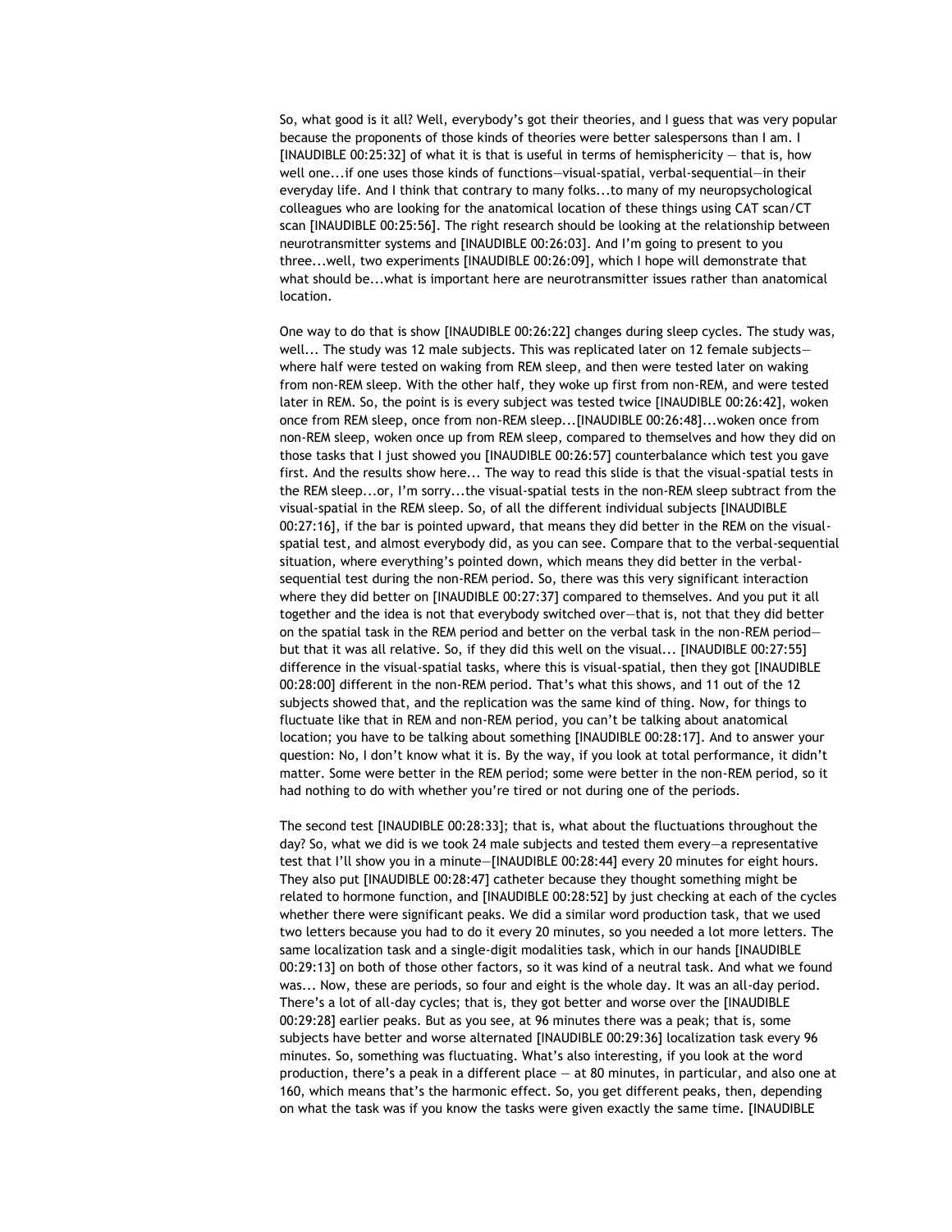So, what good is it all? Well, everybody's got their theories, and I guess that was very popular because the proponents of those kinds of theories were better salespersons than I am. I [INAUDIBLE 00:25:32] of what it is that is useful in terms of hemisphericity — that is, how well one...if one uses those kinds of functions—visual-spatial, verbal-sequential—in their everyday life. And I think that contrary to many folks...to many of my neuropsychological colleagues who are looking for the anatomical location of these things using CAT scan/CT scan [INAUDIBLE 00:25:56]. The right research should be looking at the relationship between neurotransmitter systems and [INAUDIBLE 00:26:03]. And I'm going to present to you three...well, two experiments [INAUDIBLE 00:26:09], which I hope will demonstrate that what should be...what is important here are neurotransmitter issues rather than anatomical location.

One way to do that is show [INAUDIBLE 00:26:22] changes during sleep cycles. The study was, well... The study was 12 male subjects. This was replicated later on 12 female subjects—where half were tested on waking from REM sleep, and then were tested later on waking from non-REM sleep. With the other half, they woke up first from non-REM, and were tested later in REM. So, the point is is every subject was tested twice [INAUDIBLE 00:26:42], woken once from REM sleep, once from non-REM sleep...[INAUDIBLE 00:26:48]...woken once from non-REM sleep, woken once up from REM sleep, compared to themselves and how they did on those tasks that I just showed you [INAUDIBLE 00:26:57] counterbalance which test you gave first. And the results show here... The way to read this slide is that the visual-spatial tests in the REM sleep...or, I'm sorry...the visual-spatial tests in the non-REM sleep subtract from the visual-spatial in the REM sleep. So, of all the different individual subjects [INAUDIBLE 00:27:16], if the bar is pointed upward, that means they did better in the REM on the visual-spatial test, and almost everybody did, as you can see. Compare that to the verbal-sequential situation, where everything's pointed down, which means they did better in the verbal-sequential test during the non-REM period. So, there was this very significant interaction where they did better on [INAUDIBLE 00:27:37] compared to themselves. And you put it all together and the idea is not that everybody switched over—that is, not that they did better on the spatial task in the REM period and better on the verbal task in the non-REM period—but that it was all relative. So, if they did this well on the visual... [INAUDIBLE 00:27:55] difference in the visual-spatial tasks, where this is visual-spatial, then they got [INAUDIBLE 00:28:00] different in the non-REM period. That's what this shows, and 11 out of the 12 subjects showed that, and the replication was the same kind of thing. Now, for things to fluctuate like that in REM and non-REM period, you can't be talking about anatomical location; you have to be talking about something [INAUDIBLE 00:28:17]. And to answer your question: No, I don't know what it is. By the way, if you look at total performance, it didn't matter. Some were better in the REM period; some were better in the non-REM period, so it had nothing to do with whether you're tired or not during one of the periods.

The second test [INAUDIBLE 00:28:33]; that is, what about the fluctuations throughout the day? So, what we did is we took 24 male subjects and tested them every—a representative test that I'll show you in a minute—[INAUDIBLE 00:28:44] every 20 minutes for eight hours. They also put [INAUDIBLE 00:28:47] catheter because they thought something might be related to hormone function, and [INAUDIBLE 00:28:52] by just checking at each of the cycles whether there were significant peaks. We did a similar word production task, that we used two letters because you had to do it every 20 minutes, so you needed a lot more letters. The same localization task and a single-digit modalities task, which in our hands [INAUDIBLE 00:29:13] on both of those other factors, so it was kind of a neutral task. And what we found was... Now, these are periods, so four and eight is the whole day. It was an all-day period. There's a lot of all-day cycles; that is, they got better and worse over the [INAUDIBLE 00:29:28] earlier peaks. But as you see, at 96 minutes there was a peak; that is, some subjects have better and worse alternated [INAUDIBLE 00:29:36] localization task every 96 minutes. So, something was fluctuating. What's also interesting, if you look at the word production, there's a peak in a different place — at 80 minutes, in particular, and also one at 160, which means that's the harmonic effect. So, you get different peaks, then, depending on what the task was if you know the tasks were given exactly the same time. [INAUDIBLE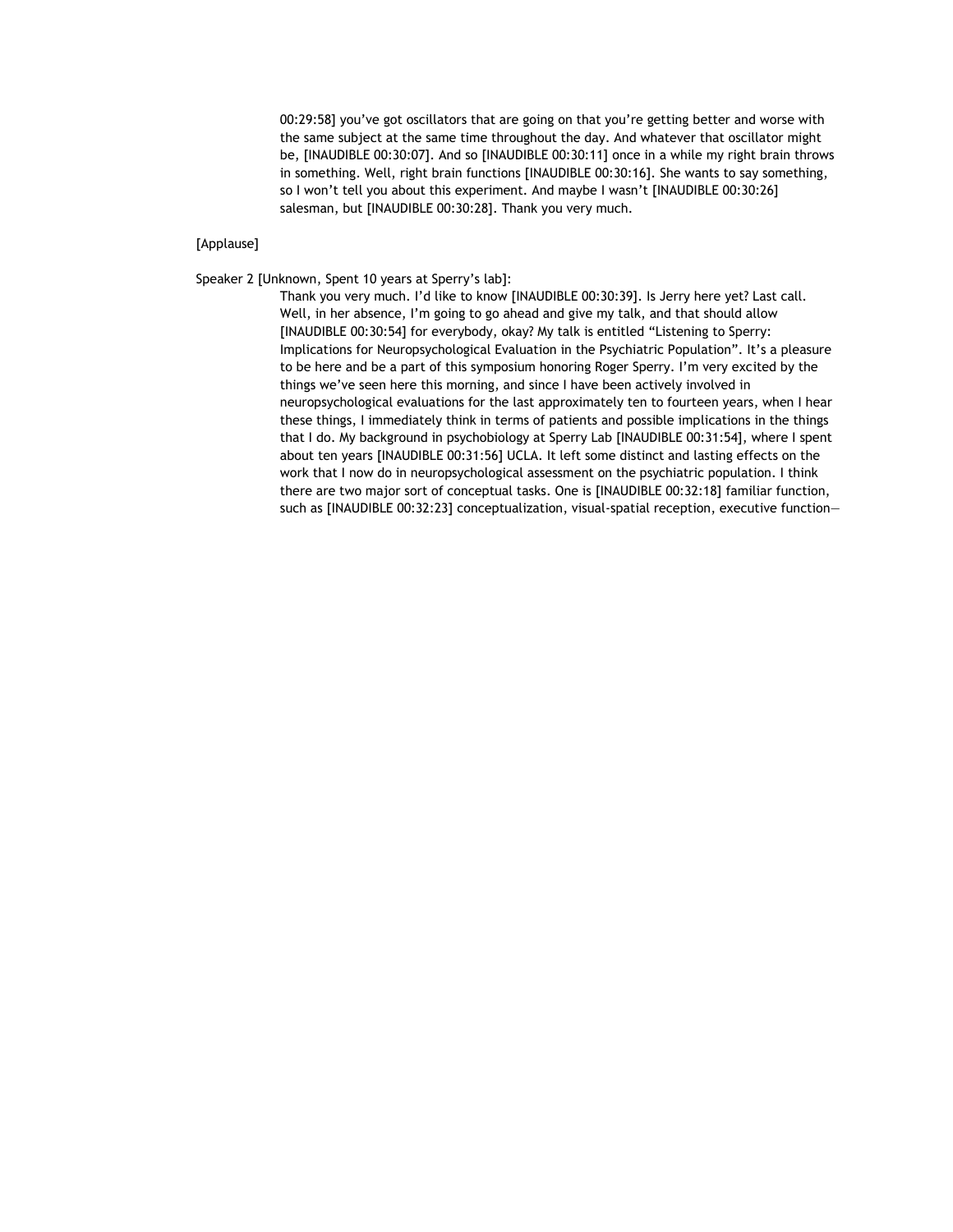00:29:58] you've got oscillators that are going on that you're getting better and worse with the same subject at the same time throughout the day. And whatever that oscillator might be, [INAUDIBLE 00:30:07]. And so [INAUDIBLE 00:30:11] once in a while my right brain throws in something. Well, right brain functions [INAUDIBLE 00:30:16]. She wants to say something, so I won't tell you about this experiment. And maybe I wasn't [INAUDIBLE 00:30:26] salesman, but [INAUDIBLE 00:30:28]. Thank you very much.

[Applause]

Speaker 2 [Unknown, Spent 10 years at Sperry's lab]:

Thank you very much. I'd like to know [INAUDIBLE 00:30:39]. Is Jerry here yet? Last call. Well, in her absence, I'm going to go ahead and give my talk, and that should allow [INAUDIBLE 00:30:54] for everybody, okay? My talk is entitled "Listening to Sperry: Implications for Neuropsychological Evaluation in the Psychiatric Population". It's a pleasure to be here and be a part of this symposium honoring Roger Sperry. I'm very excited by the things we've seen here this morning, and since I have been actively involved in neuropsychological evaluations for the last approximately ten to fourteen years, when I hear these things, I immediately think in terms of patients and possible implications in the things that I do. My background in psychobiology at Sperry Lab [INAUDIBLE 00:31:54], where I spent about ten years [INAUDIBLE 00:31:56] UCLA. It left some distinct and lasting effects on the work that I now do in neuropsychological assessment on the psychiatric population. I think there are two major sort of conceptual tasks. One is [INAUDIBLE 00:32:18] familiar function, such as [INAUDIBLE 00:32:23] conceptualization, visual-spatial reception, executive function—